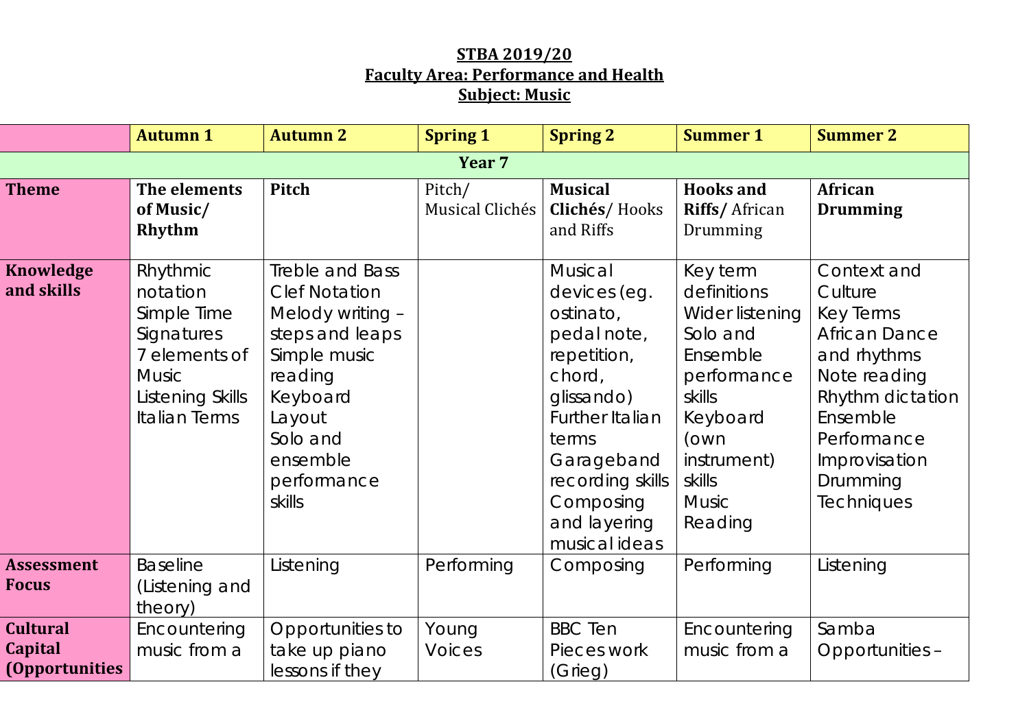**STBA 2019/20**
**Faculty Area: Performance and Health**
**Subject: Music**

| | **Autumn 1** | **Autumn 2** | **Spring 1** | **Spring 2** | **Summer 1** | **Summer 2** |
|---|---|---|---|---|---|---|
| **Year 7** | | | | | | |
| **Theme** | **The elements of Music/ Rhythm** | **Pitch** | Pitch/ Musical Clichés | **Musical Clichés**/ Hooks and Riffs | **Hooks and Riffs/** African Drumming | **African Drumming** |
| **Knowledge and skills** | Rhythmic notation<br>Simple Time Signatures<br>7 elements of Music<br>Listening Skills<br>Italian Terms | Treble and Bass Clef Notation<br>Melody writing – steps and leaps<br>Simple music reading<br>Keyboard Layout<br>Solo and ensemble performance skills | | Musical devices (eg. ostinato, pedal note, repetition, chord, glissando)<br>Further Italian terms<br>Garageband recording skills<br>Composing and layering musical ideas | Key term definitions<br>Wider listening<br>Solo and Ensemble performance skills<br>Keyboard (own instrument) skills<br>Music Reading | Context and Culture<br>Key Terms<br>African Dance and rhythms<br>Note reading<br>Rhythm dictation<br>Ensemble Performance<br>Improvisation<br>Drumming Techniques |
| **Assessment Focus** | Baseline (Listening and theory) | Listening | Performing | Composing | Performing | Listening |
| **Cultural Capital (Opportunities** | Encountering music from a | Opportunities to take up piano lessons if they | Young Voices | BBC Ten Pieces work (Grieg) | Encountering music from a | Samba Opportunities – |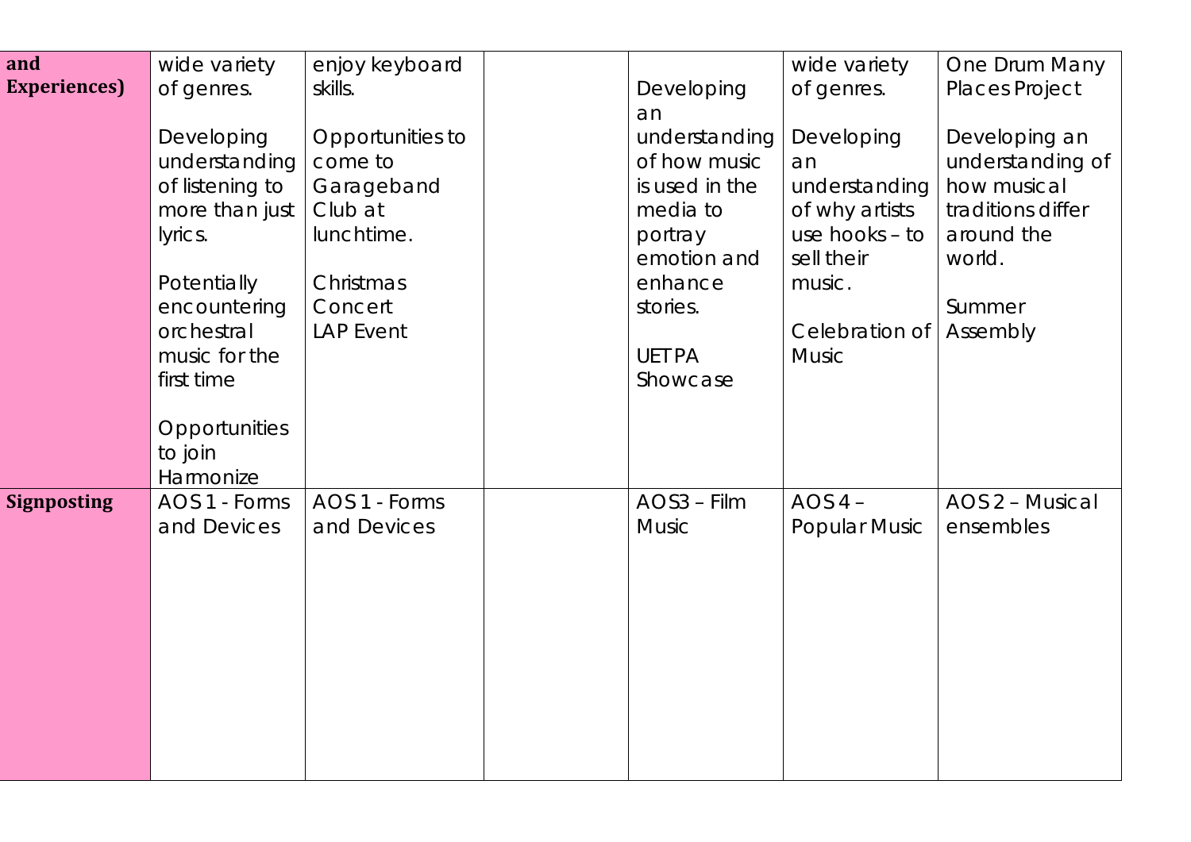| and Experiences) | wide variety of genres.<br><br>Developing understanding of listening to more than just lyrics.<br><br>Potentially encountering orchestral music for the first time<br><br>Opportunities to join Harmonize | enjoy keyboard skills.<br><br>Opportunities to come to Garageband Club at lunchtime.<br><br>Christmas Concert<br>LAP Event | | Developing an understanding of how music is used in the media to portray emotion and enhance stories.<br><br>UETPA Showcase | wide variety of genres.<br><br>Developing an understanding of why artists use hooks – to sell their music.<br><br>Celebration of Music | One Drum Many Places Project<br><br>Developing an understanding of how musical traditions differ around the world.<br><br>Summer Assembly |
|---|---|---|---|---|---|---|
| **Signposting** | AOS 1 - Forms and Devices | AOS 1 - Forms and Devices | | AOS3 – Film Music | AOS 4 – Popular Music | AOS 2 – Musical ensembles |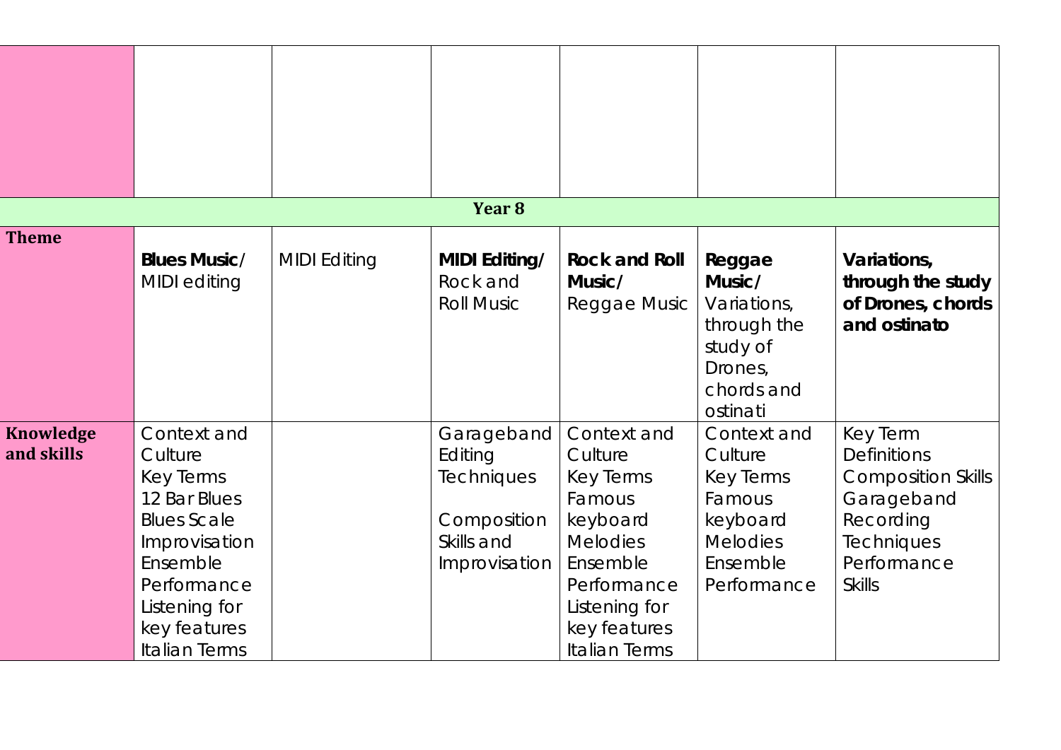| | | | | | | |
|---|---|---|---|---|---|---|
| | | | | | | |
| **Year 8** | | | | | | |
| **Theme** | **Blues Music**/ MIDI editing | MIDI Editing | **MIDI Editing/** Rock and Roll Music | **Rock and Roll Music**/ Reggae Music | **Reggae Music**/ Variations, through the study of Drones, chords and ostinati | **Variations, through the study of Drones, chords and ostinato** |
| **Knowledge and skills** | Context and Culture<br>Key Terms<br>12 Bar Blues<br>Blues Scale<br>Improvisation<br>Ensemble Performance<br>Listening for key features<br>Italian Terms | | Garageband Editing Techniques<br><br>Composition Skills and Improvisation | Context and Culture<br>Key Terms<br>Famous keyboard Melodies<br>Ensemble Performance<br>Listening for key features<br>Italian Terms | Context and Culture<br>Key Terms<br>Famous keyboard Melodies<br>Ensemble Performance | Key Term Definitions<br>Composition Skills<br>Garageband Recording Techniques<br>Performance Skills |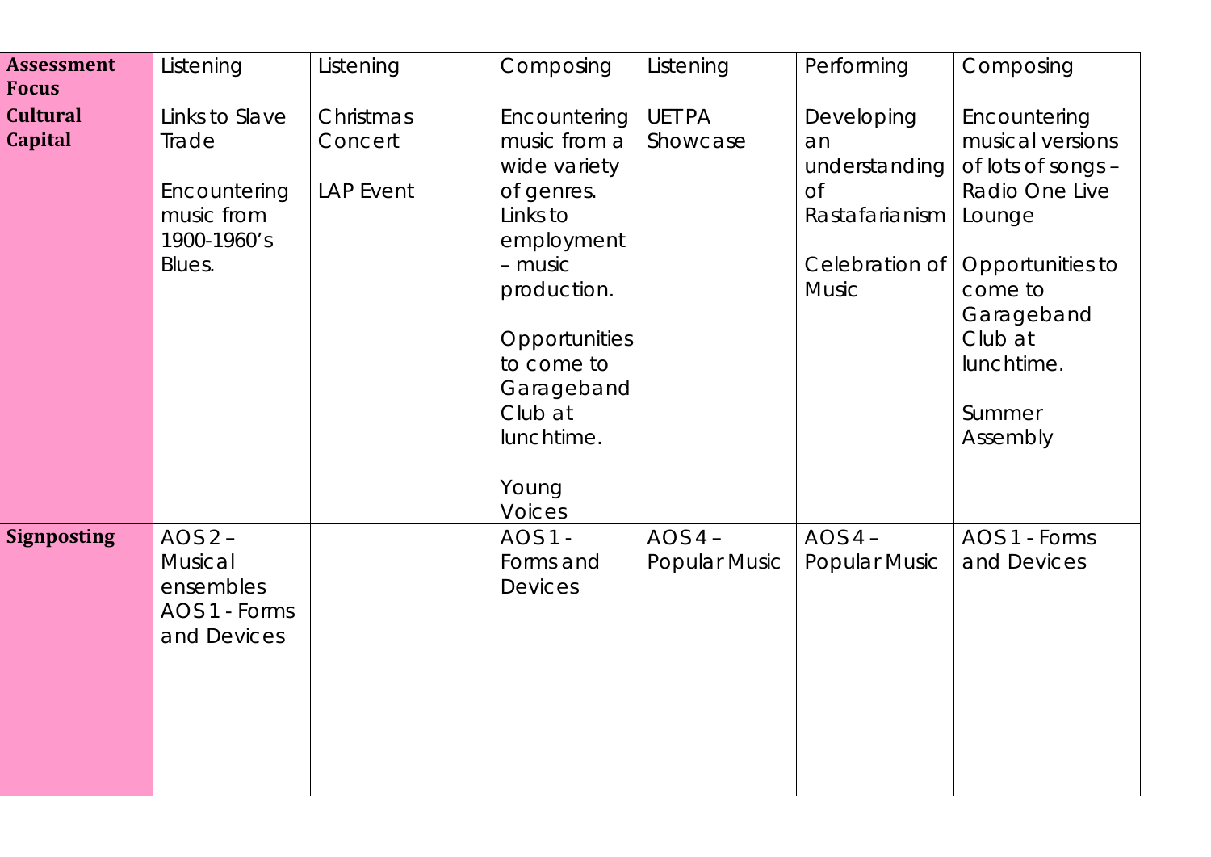| **Assessment Focus** | Listening | Listening | Composing | Listening | Performing | Composing |
|---|---|---|---|---|---|---|
| **Cultural Capital** | Links to Slave Trade<br><br>Encountering music from 1900-1960's Blues. | Christmas Concert<br><br>LAP Event | Encountering music from a wide variety of genres. Links to employment – music production.<br><br>Opportunities to come to Garageband Club at lunchtime.<br><br>Young Voices | UETPA Showcase | Developing an understanding of Rastafarianism<br><br>Celebration of Music | Encountering musical versions of lots of songs – Radio One Live Lounge<br><br>Opportunities to come to Garageband Club at lunchtime.<br><br>Summer Assembly |
| **Signposting** | AOS 2 – Musical ensembles<br>AOS 1 - Forms and Devices | | AOS 1 - Forms and Devices | AOS 4 – Popular Music | AOS 4 – Popular Music | AOS 1 - Forms and Devices |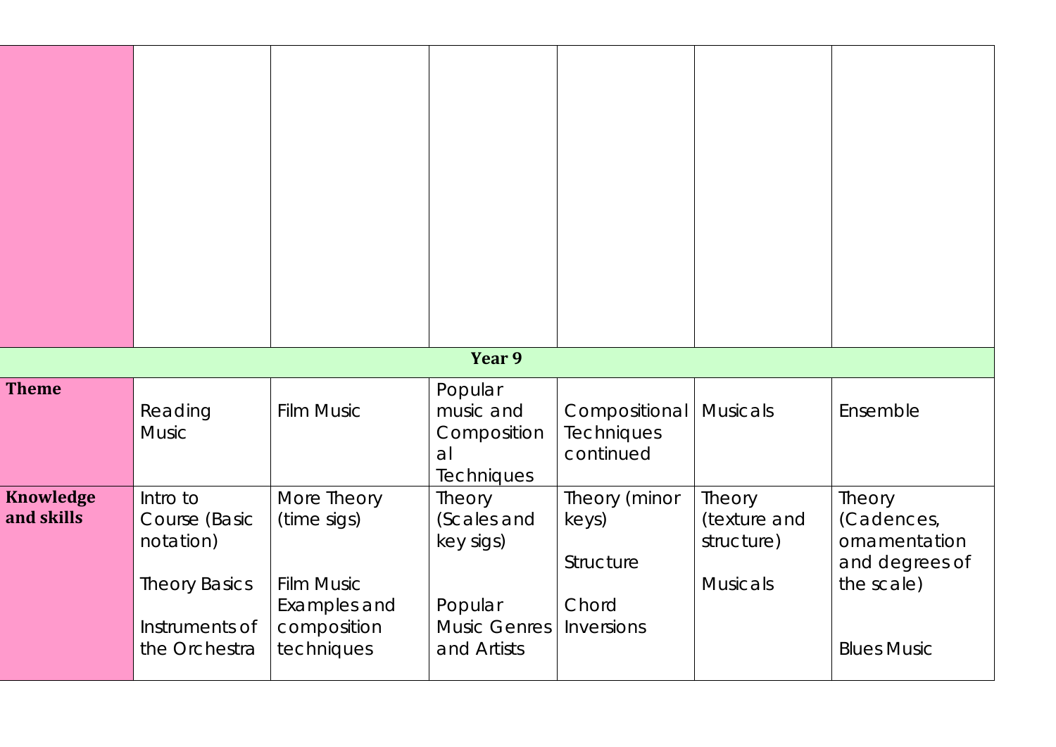| | | | | | | |
|---|---|---|---|---|---|---|
| | | | | | | |
| **Year 9** | | | | | | |
| **Theme** | Reading Music | Film Music | Popular music and Compositional Techniques | Compositional Techniques continued | Musicals | Ensemble |
| **Knowledge and skills** | Intro to Course (Basic notation)<br><br>Theory Basics<br><br>Instruments of the Orchestra | More Theory (time sigs)<br><br>Film Music Examples and composition techniques | Theory (Scales and key sigs)<br><br>Popular Music Genres and Artists | Theory (minor keys)<br><br>Structure<br><br>Chord Inversions | Theory (texture and structure)<br><br>Musicals | Theory (Cadences, ornamentation and degrees of the scale)<br><br>Blues Music |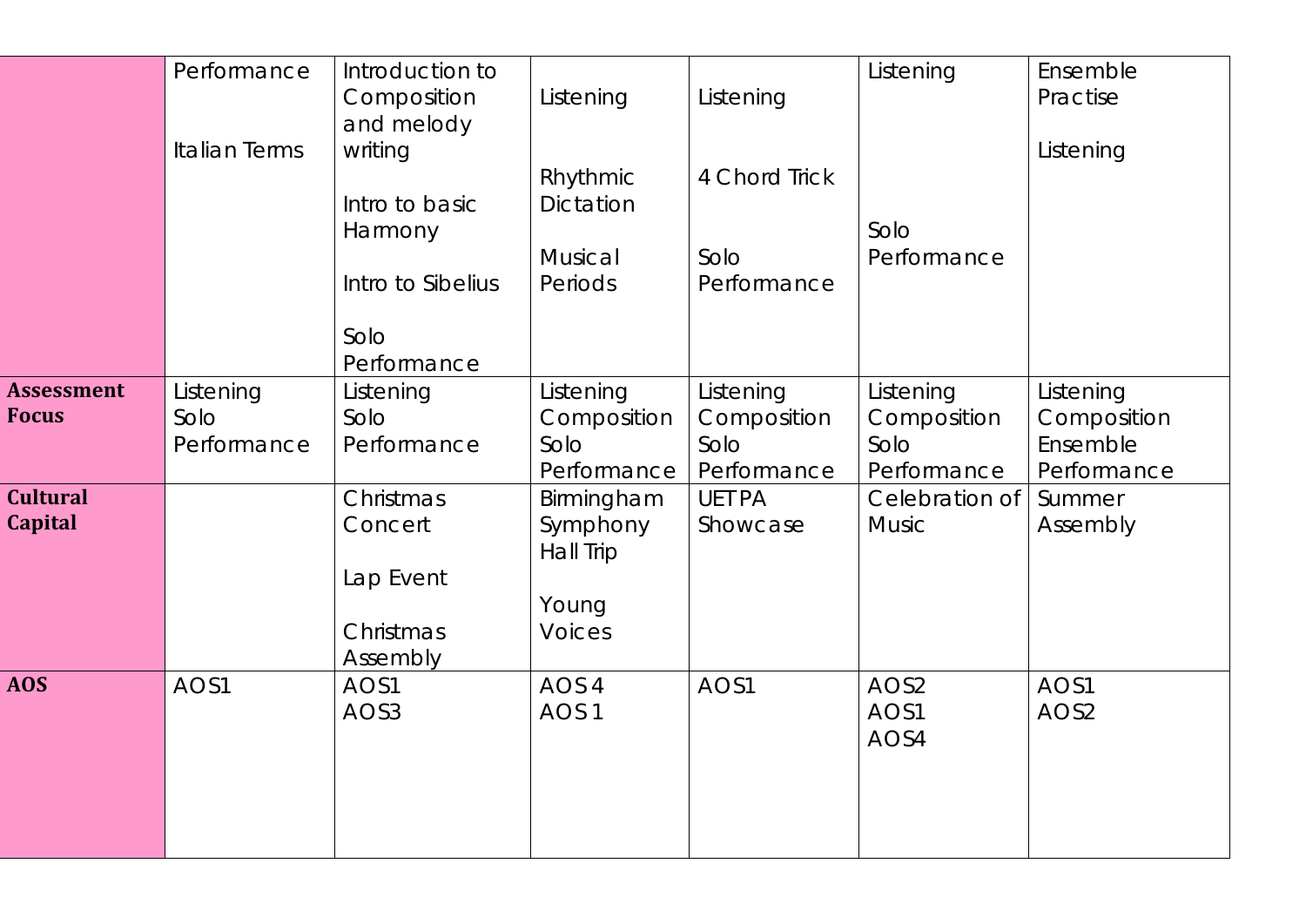| | Performance<br><br>Italian Terms | Introduction to Composition and melody writing<br><br>Intro to basic Harmony<br><br>Intro to Sibelius<br><br>Solo Performance | Listening<br><br>Rhythmic Dictation<br><br>Musical Periods | Listening<br><br>4 Chord Trick<br><br>Solo Performance | Listening<br><br>Solo Performance | Ensemble Practise<br><br>Listening |
|---|---|---|---|---|---|---|
| **Assessment Focus** | Listening<br>Solo Performance | Listening<br>Solo Performance | Listening<br>Composition<br>Solo Performance | Listening<br>Composition<br>Solo Performance | Listening<br>Composition<br>Solo Performance | Listening<br>Composition<br>Ensemble Performance |
| **Cultural Capital** | | Christmas Concert<br><br>Lap Event<br><br>Christmas Assembly | Birmingham Symphony Hall Trip<br><br>Young Voices | UETPA Showcase | Celebration of Music | Summer Assembly |
| **AOS** | AOS1 | AOS1<br>AOS3 | AOS 4<br>AOS 1 | AOS1 | AOS2<br>AOS1<br>AOS4 | AOS1<br>AOS2 |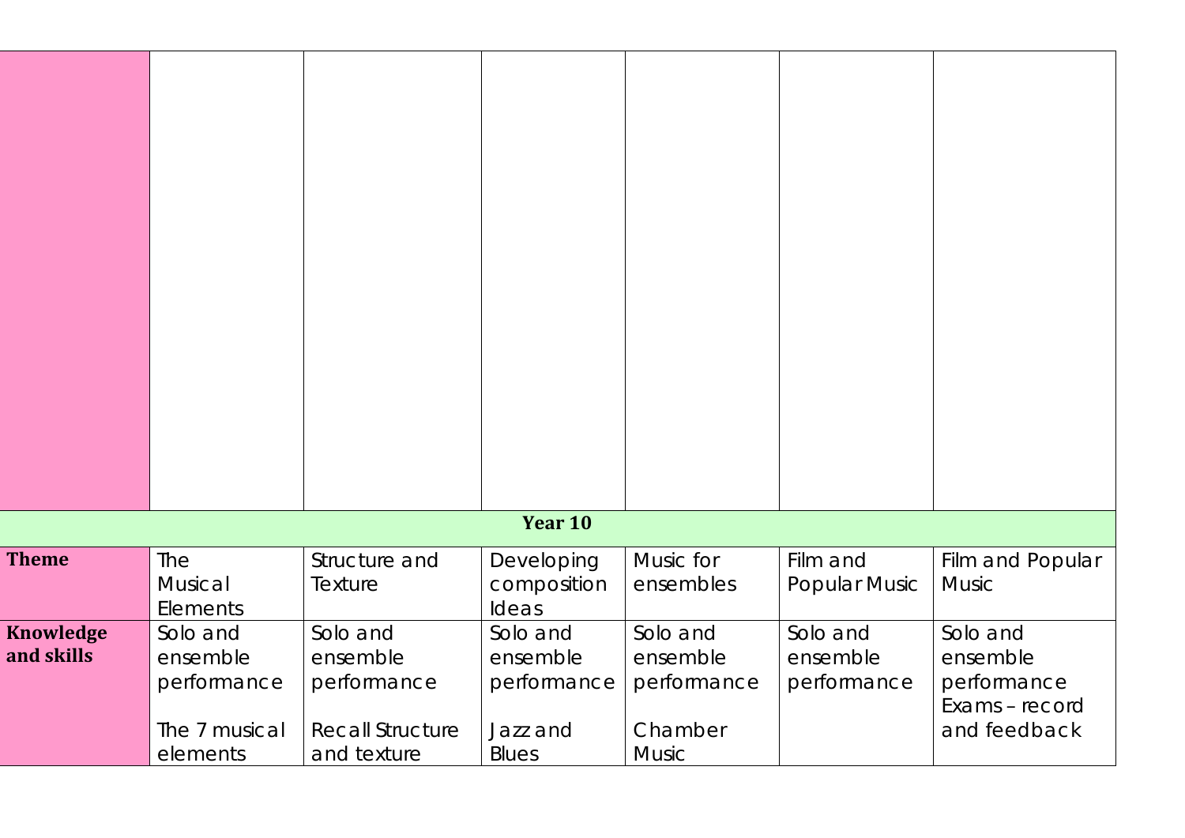| | | | | | | |
|---|---|---|---|---|---|---|
| | | | | | | |
| **Year 10** | | | | | | |
| **Theme** | The Musical Elements | Structure and Texture | Developing composition Ideas | Music for ensembles | Film and Popular Music | Film and Popular Music |
| **Knowledge and skills** | Solo and ensemble performance<br><br>The 7 musical elements | Solo and ensemble performance<br><br>Recall Structure and texture | Solo and ensemble performance<br><br>Jazz and Blues | Solo and ensemble performance<br><br>Chamber Music | Solo and ensemble performance | Solo and ensemble performance<br>Exams – record and feedback |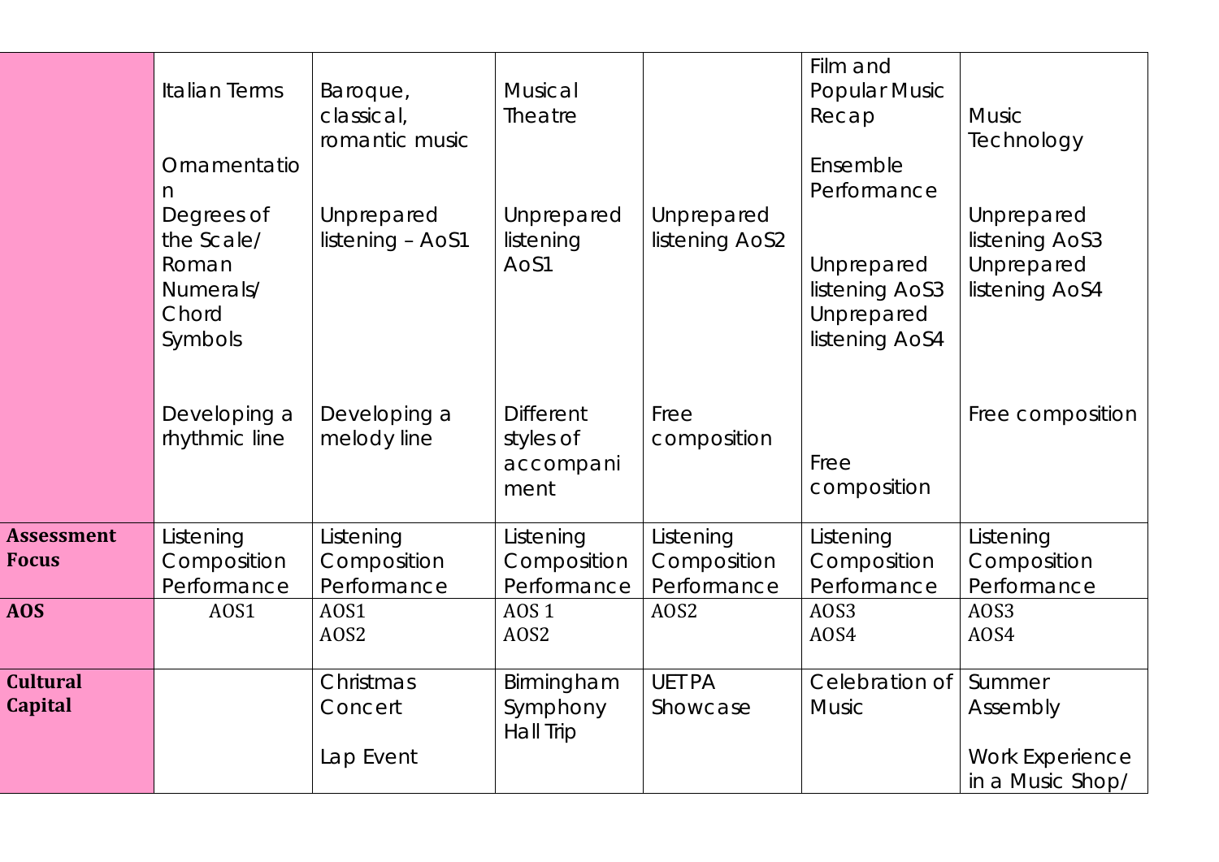| | | | | | | |
|---|---|---|---|---|---|---|
| | Italian Terms<br><br>Ornamentation<br>Degrees of the Scale/ Roman Numerals/ Chord Symbols<br><br>Developing a rhythmic line | Baroque, classical, romantic music<br><br>Unprepared listening – AoS1<br><br>Developing a melody line | Musical Theatre<br><br>Unprepared listening AoS1<br><br>Different styles of accompaniment | Unprepared listening AoS2<br><br>Free composition | Film and Popular Music Recap<br><br>Ensemble Performance<br><br>Unprepared listening AoS3<br>Unprepared listening AoS4<br><br>Free composition | Music Technology<br><br>Unprepared listening AoS3<br>Unprepared listening AoS4<br><br>Free composition |
| **Assessment Focus** | Listening<br>Composition<br>Performance | Listening<br>Composition<br>Performance | Listening<br>Composition<br>Performance | Listening<br>Composition<br>Performance | Listening<br>Composition<br>Performance | Listening<br>Composition<br>Performance |
| **AOS** | AOS1 | AOS1<br>AOS2 | AOS 1<br>AOS2 | AOS2 | AOS3<br>AOS4 | AOS3<br>AOS4 |
| **Cultural Capital** | | Christmas Concert<br><br>Lap Event | Birmingham Symphony Hall Trip | UETPA Showcase | Celebration of Music | Summer Assembly<br><br>Work Experience in a Music Shop/ |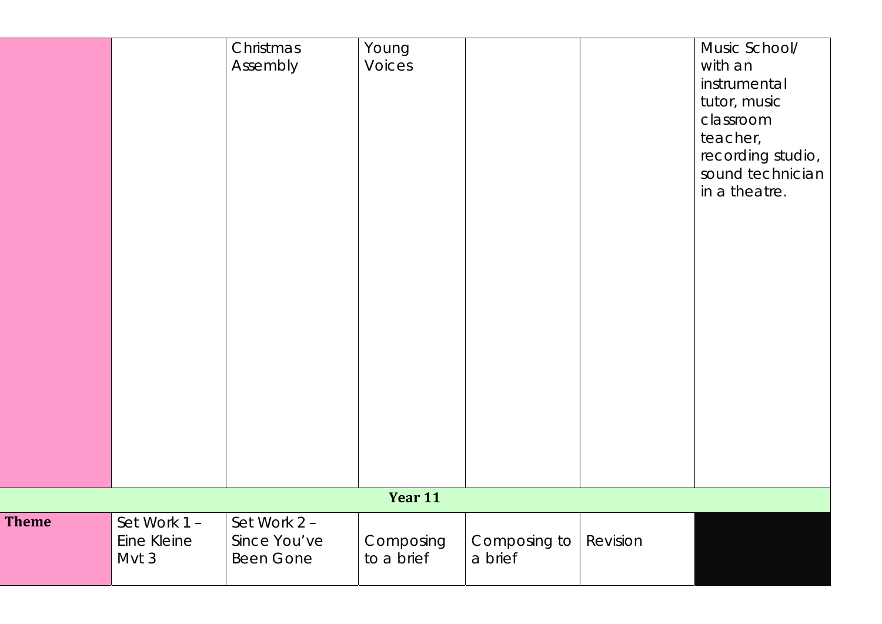|  |  | Christmas Assembly | Young Voices |  |  | Music School/ with an instrumental tutor, music classroom teacher, recording studio, sound technician in a theatre. |
|---|---|---|---|---|---|---|
| **Year 11** |  |  |  |  |  |  |
| **Theme** | Set Work 1 – Eine Kleine Mvt 3 | Set Work 2 – Since You've Been Gone | Composing to a brief | Composing to a brief | Revision |  |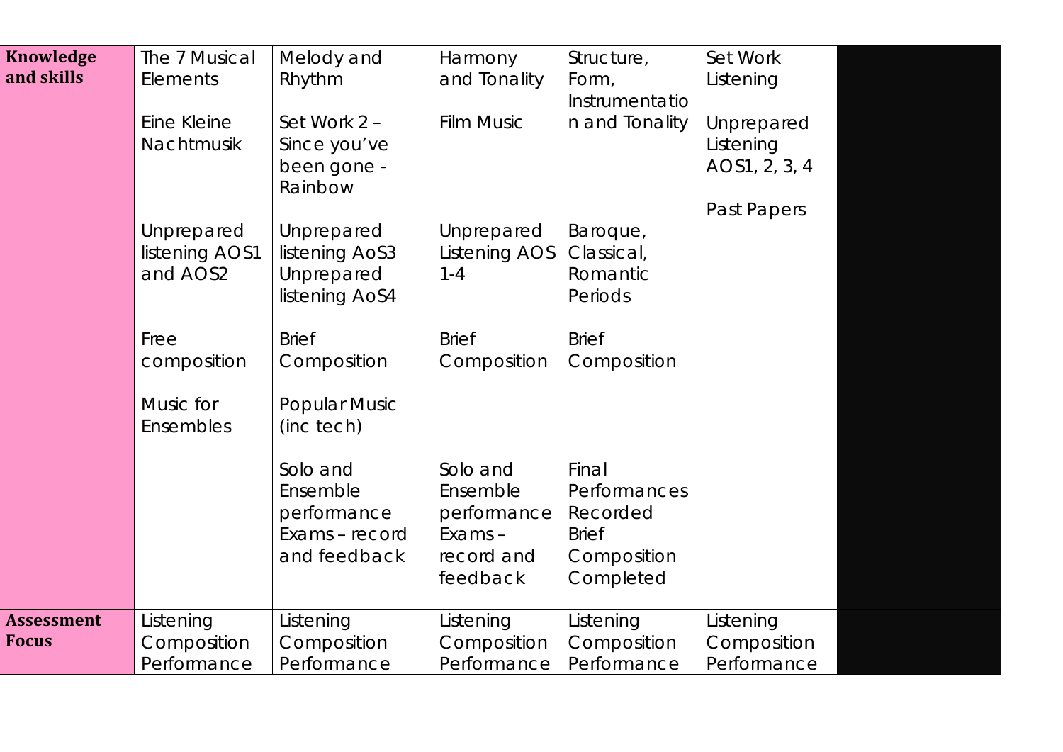| | | | | | | |
|---|---|---|---|---|---|---|
| **Knowledge and skills** | The 7 Musical Elements<br><br>Eine Kleine Nachtmusik<br><br>Unprepared listening AOS1 and AOS2<br><br>Free composition<br><br>Music for Ensembles | Melody and Rhythm<br><br>Set Work 2 – Since you've been gone - Rainbow<br><br>Unprepared listening AoS3 Unprepared listening AoS4<br><br>Brief Composition<br><br>Popular Music (inc tech)<br><br>Solo and Ensemble performance Exams – record and feedback | Harmony and Tonality<br><br>Film Music<br><br>Unprepared Listening AOS 1-4<br><br>Brief Composition<br><br>Solo and Ensemble performance Exams – record and feedback | Structure, Form, Instrumentation and Tonality<br><br>Baroque, Classical, Romantic Periods<br><br>Brief Composition<br><br>Final Performances Recorded Brief Composition Completed | Set Work Listening<br><br>Unprepared Listening AOS1, 2, 3, 4<br><br>Past Papers | |
| **Assessment Focus** | Listening Composition Performance | Listening Composition Performance | Listening Composition Performance | Listening Composition Performance | Listening Composition Performance | |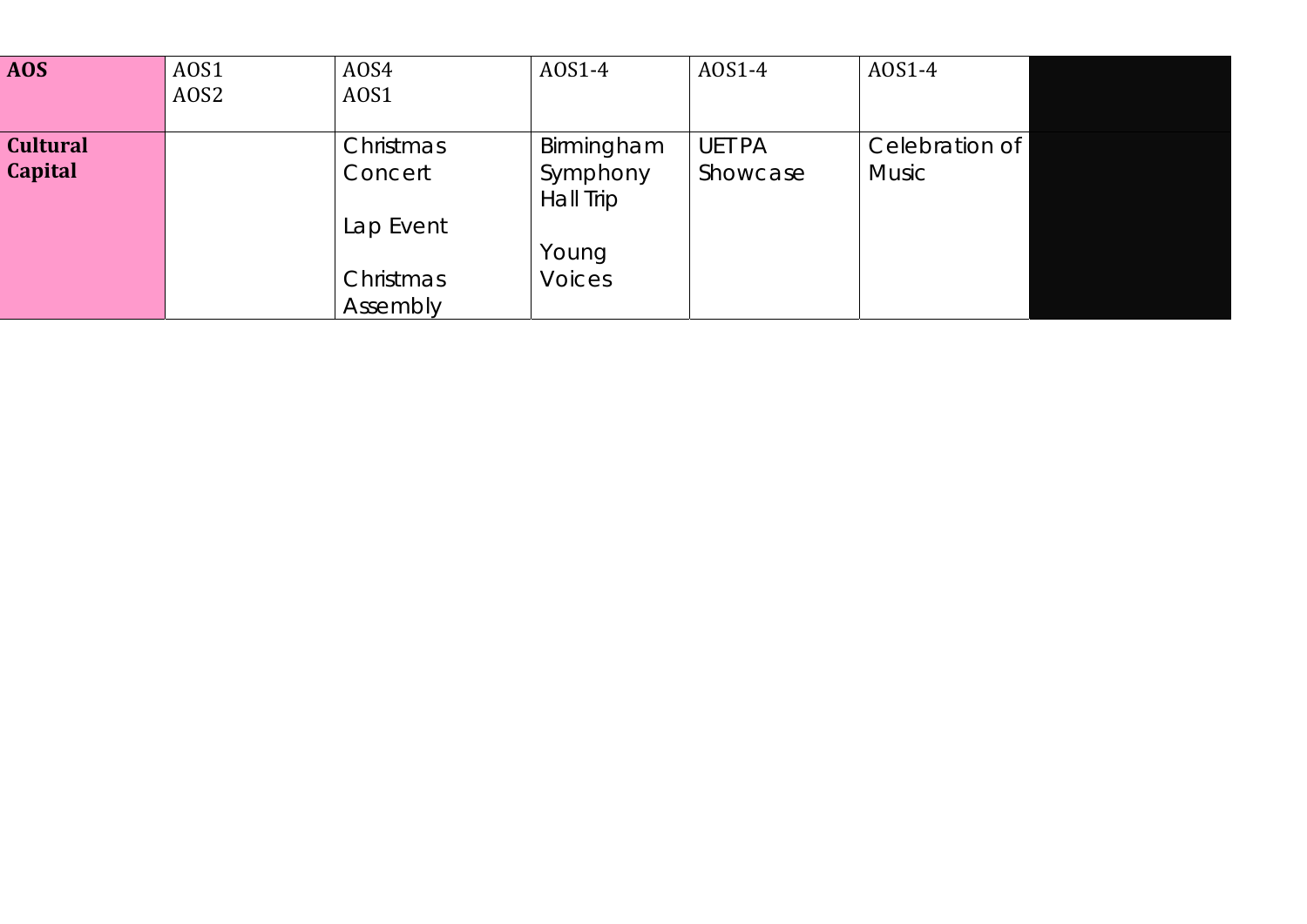| | | | | | | |
|---|---|---|---|---|---|---|
| **AOS** | AOS1<br>AOS2 | AOS4<br>AOS1 | AOS1-4 | AOS1-4 | AOS1-4 | |
| **Cultural Capital** | | Christmas Concert<br><br>Lap Event<br><br>Christmas Assembly | Birmingham Symphony Hall Trip<br><br>Young Voices | UETPA Showcase | Celebration of Music | |